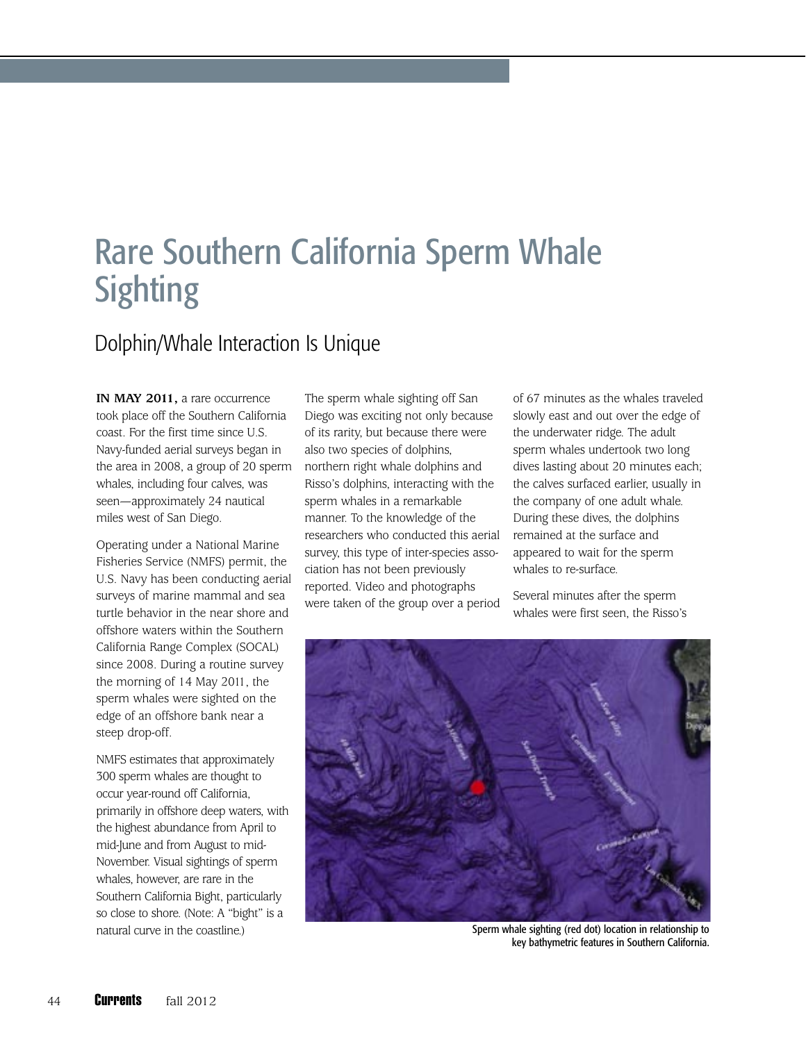# Rare Southern California Sperm Whale Sighting

## Dolphin/Whale Interaction Is Unique

**IN MAY 2011,** a rare occurrence took place off the Southern California coast. For the first time since U.S. Navy-funded aerial surveys began in the area in 2008, a group of 20 sperm whales, including four calves, was seen—approximately 24 nautical miles west of San Diego.

Operating under a National Marine Fisheries Service (NMFS) permit, the U.S. Navy has been conducting aerial surveys of marine mammal and sea turtle behavior in the near shore and offshore waters within the Southern California Range Complex (SOCAL) since 2008. During a routine survey the morning of 14 May 2011, the sperm whales were sighted on the edge of an offshore bank near a steep drop-off.

NMFS estimates that approximately 300 sperm whales are thought to occur year-round off California, primarily in offshore deep waters, with the highest abundance from April to mid-June and from August to mid-November. Visual sightings of sperm whales, however, are rare in the Southern California Bight, particularly so close to shore. (Note: A "bight" is a natural curve in the coastline.)

The sperm whale sighting off San Diego was exciting not only because of its rarity, but because there were also two species of dolphins, northern right whale dolphins and Risso's dolphins, interacting with the sperm whales in a remarkable manner. To the knowledge of the researchers who conducted this aerial survey, this type of inter-species association has not been previously reported. Video and photographs were taken of the group over a period of 67 minutes as the whales traveled slowly east and out over the edge of the underwater ridge. The adult sperm whales undertook two long dives lasting about 20 minutes each; the calves surfaced earlier, usually in the company of one adult whale. During these dives, the dolphins remained at the surface and appeared to wait for the sperm whales to re-surface.

Several minutes after the sperm whales were first seen, the Risso's

Sperm whale sighting (red dot) location in relationship to key bathymetric features in Southern California.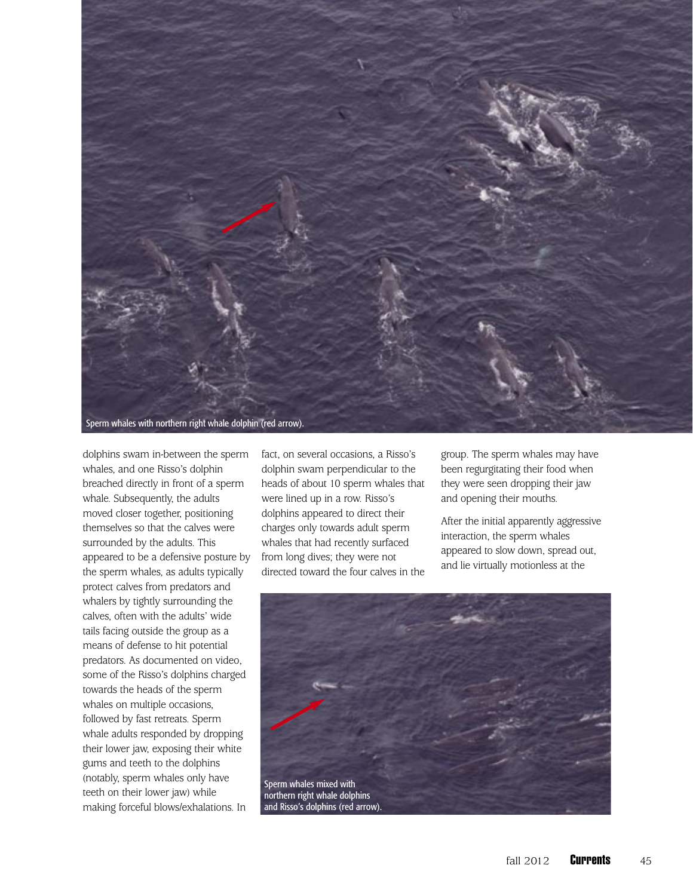Sperm whales with northern right whale dolphin (red arrow).

dolphins swam in-between the sperm whales, and one Risso's dolphin breached directly in front of a sperm whale. Subsequently, the adults moved closer together, positioning themselves so that the calves were surrounded by the adults. This appeared to be a defensive posture by the sperm whales, as adults typically protect calves from predators and whalers by tightly surrounding the calves, often with the adults' wide tails facing outside the group as a means of defense to hit potential predators. As documented on video, some of the Risso's dolphins charged towards the heads of the sperm whales on multiple occasions, followed by fast retreats. Sperm whale adults responded by dropping their lower jaw, exposing their white gums and teeth to the dolphins (notably, sperm whales only have teeth on their lower jaw) while making forceful blows/exhalations. In fact, on several occasions, a Risso's dolphin swam perpendicular to the heads of about 10 sperm whales that were lined up in a row. Risso's dolphins appeared to direct their charges only towards adult sperm whales that had recently surfaced from long dives; they were not directed toward the four calves in the group. The sperm whales may have been regurgitating their food when they were seen dropping their jaw and opening their mouths.

After the initial apparently aggressive interaction, the sperm whales appeared to slow down, spread out, and lie virtually motionless at the

Sperm whales mixed with northern right whale dolphins and Risso's dolphins (red arrow).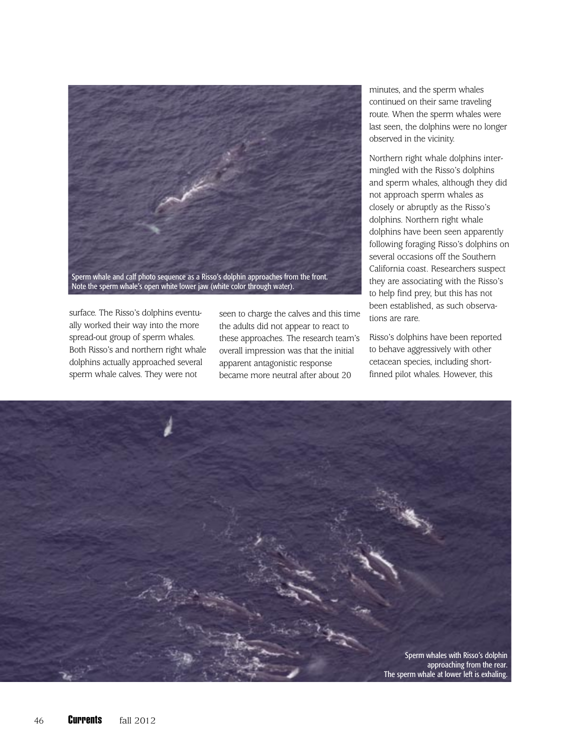Sperm whale and calf photo sequence as a Risso's dolphin approaches from the front. Note the sperm whale's open white lower jaw (white color through water).

surface. The Risso's dolphins eventually worked their way into the more spread-out group of sperm whales. Both Risso's and northern right whale dolphins actually approached several sperm whale calves. They were not seen to charge the calves and this time the adults did not appear to react to these approaches. The research team's overall impression was that the initial apparent antagonistic response became more neutral after about 20 minutes, and the sperm whales continued on their same traveling route. When the sperm whales were last seen, the dolphins were no longer observed in the vicinity.

Northern right whale dolphins intermingled with the Risso's dolphins and sperm whales, although they did not approach sperm whales as closely or abruptly as the Risso's dolphins. Northern right whale dolphins have been seen apparently following foraging Risso's dolphins on several occasions off the Southern California coast. Researchers suspect they are associating with the Risso's to help find prey, but this has not been established, as such observations are rare.

Risso's dolphins have been reported to behave aggressively with other cetacean species, including short-finned pilot whales. However, this

Sperm whales with Risso's dolphin approaching from the rear. The sperm whale at lower left is exhaling.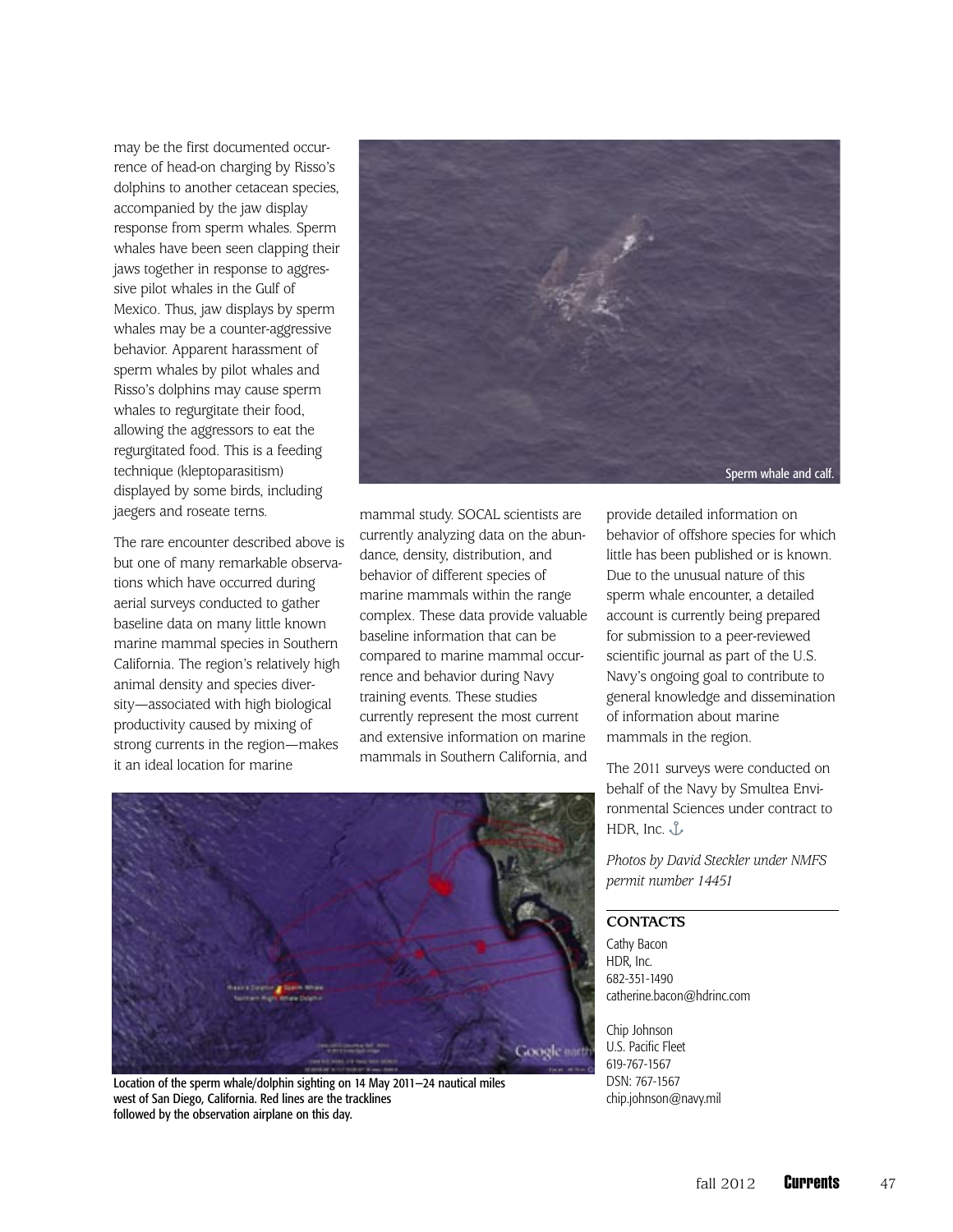may be the first documented occurrence of head-on charging by Risso's dolphins to another cetacean species, accompanied by the jaw display response from sperm whales. Sperm whales have been seen clapping their jaws together in response to aggressive pilot whales in the Gulf of Mexico. Thus, jaw displays by sperm whales may be a counter-aggressive behavior. Apparent harassment of sperm whales by pilot whales and Risso's dolphins may cause sperm whales to regurgitate their food, allowing the aggressors to eat the regurgitated food. This is a feeding technique (kleptoparasitism) displayed by some birds, including jaegers and roseate terns.

Sperm whale and calf.

The rare encounter described above is but one of many remarkable observations which have occurred during aerial surveys conducted to gather baseline data on many little known marine mammal species in Southern California. The region's relatively high animal density and species diversity—associated with high biological productivity caused by mixing of strong currents in the region—makes it an ideal location for marine mammal study. SOCAL scientists are currently analyzing data on the abundance, density, distribution, and behavior of different species of marine mammals within the range complex. These data provide valuable baseline information that can be compared to marine mammal occurrence and behavior during Navy training events. These studies currently represent the most current and extensive information on marine mammals in Southern California, and provide detailed information on behavior of offshore species for which little has been published or is known. Due to the unusual nature of this sperm whale encounter, a detailed account is currently being prepared for submission to a peer-reviewed scientific journal as part of the U.S. Navy's ongoing goal to contribute to general knowledge and dissemination of information about marine mammals in the region.

The 2011 surveys were conducted on behalf of the Navy by Smultea Environmental Sciences under contract to HDR, Inc.

*Photos by David Steckler under NMFS permit number 14451*

Location of the sperm whale/dolphin sighting on 14 May 2011—24 nautical miles west of San Diego, California. Red lines are the tracklines followed by the observation airplane on this day.

## CONTACTS

Cathy Bacon
HDR, Inc.
682-351-1490
catherine.bacon@hdrinc.com

Chip Johnson
U.S. Pacific Fleet
619-767-1567
DSN: 767-1567
chip.johnson@navy.mil